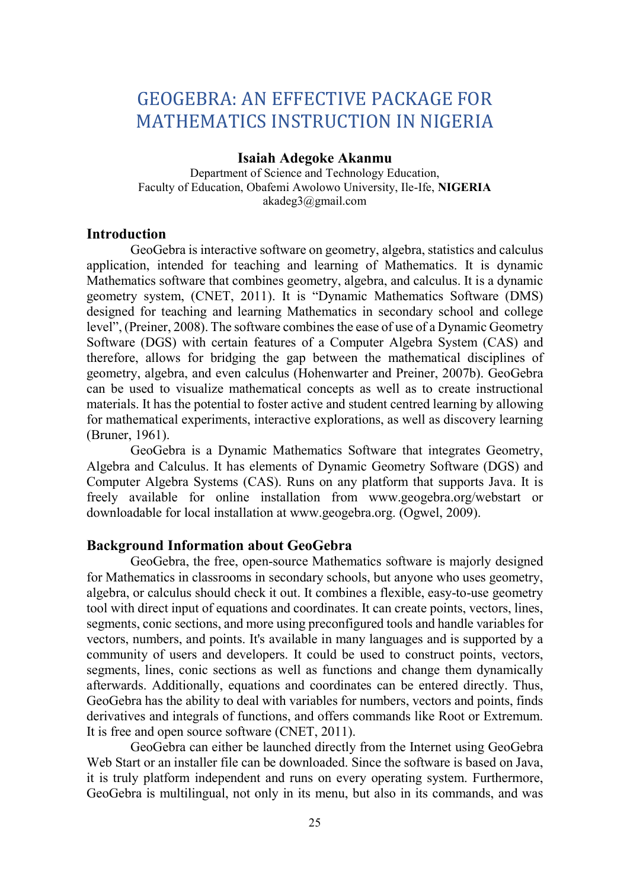# GEOGEBRA: AN EFFECTIVE PACKAGE FOR MATHEMATICS INSTRUCTION IN NIGERIA

**Isaiah Adegoke Akanmu**

Department of Science and Technology Education,
Faculty of Education, Obafemi Awolowo University, Ile-Ife, **NIGERIA**
akadeg3@gmail.com

## Introduction

GeoGebra is interactive software on geometry, algebra, statistics and calculus application, intended for teaching and learning of Mathematics. It is dynamic Mathematics software that combines geometry, algebra, and calculus. It is a dynamic geometry system, (CNET, 2011). It is "Dynamic Mathematics Software (DMS) designed for teaching and learning Mathematics in secondary school and college level", (Preiner, 2008). The software combines the ease of use of a Dynamic Geometry Software (DGS) with certain features of a Computer Algebra System (CAS) and therefore, allows for bridging the gap between the mathematical disciplines of geometry, algebra, and even calculus (Hohenwarter and Preiner, 2007b). GeoGebra can be used to visualize mathematical concepts as well as to create instructional materials. It has the potential to foster active and student centred learning by allowing for mathematical experiments, interactive explorations, as well as discovery learning (Bruner, 1961).

GeoGebra is a Dynamic Mathematics Software that integrates Geometry, Algebra and Calculus. It has elements of Dynamic Geometry Software (DGS) and Computer Algebra Systems (CAS). Runs on any platform that supports Java. It is freely available for online installation from www.geogebra.org/webstart or downloadable for local installation at www.geogebra.org. (Ogwel, 2009).

## Background Information about GeoGebra

GeoGebra, the free, open-source Mathematics software is majorly designed for Mathematics in classrooms in secondary schools, but anyone who uses geometry, algebra, or calculus should check it out. It combines a flexible, easy-to-use geometry tool with direct input of equations and coordinates. It can create points, vectors, lines, segments, conic sections, and more using preconfigured tools and handle variables for vectors, numbers, and points. It's available in many languages and is supported by a community of users and developers. It could be used to construct points, vectors, segments, lines, conic sections as well as functions and change them dynamically afterwards. Additionally, equations and coordinates can be entered directly. Thus, GeoGebra has the ability to deal with variables for numbers, vectors and points, finds derivatives and integrals of functions, and offers commands like Root or Extremum. It is free and open source software (CNET, 2011).

GeoGebra can either be launched directly from the Internet using GeoGebra Web Start or an installer file can be downloaded. Since the software is based on Java, it is truly platform independent and runs on every operating system. Furthermore, GeoGebra is multilingual, not only in its menu, but also in its commands, and was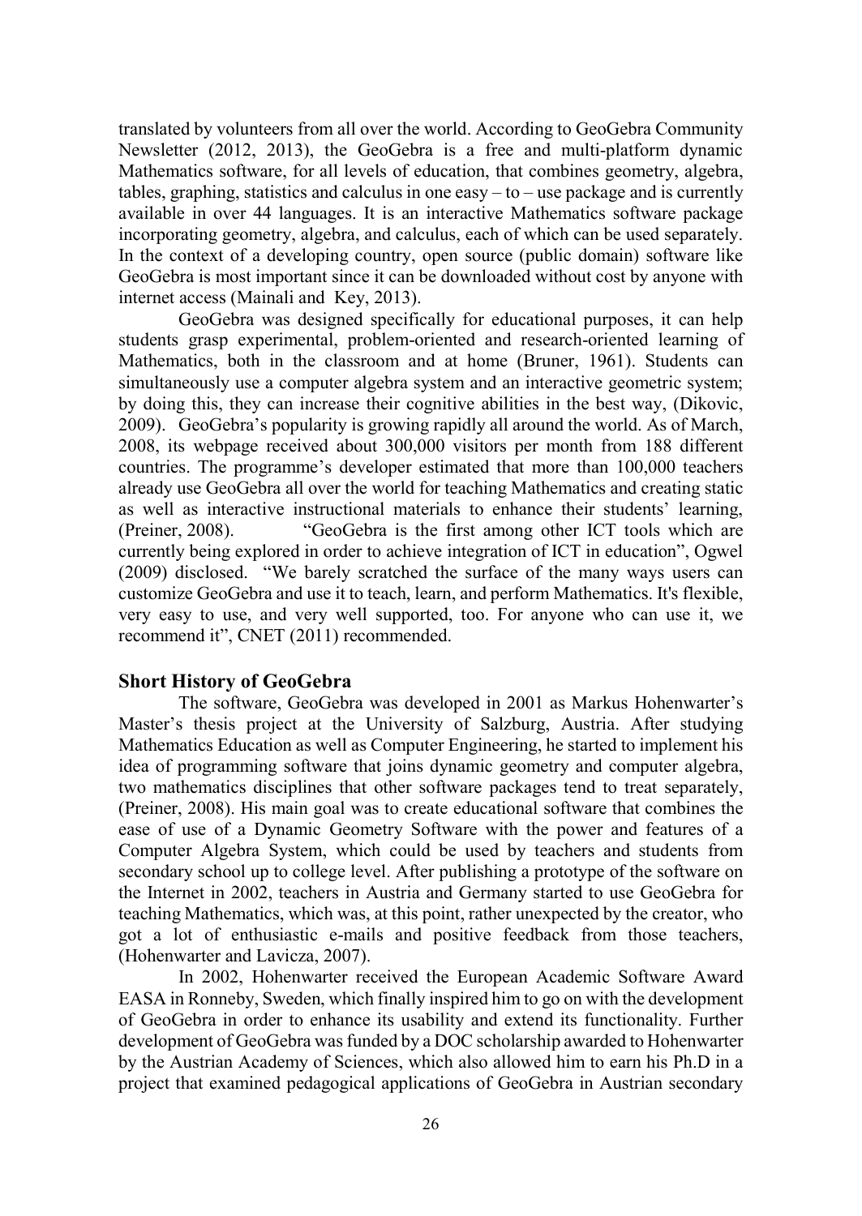translated by volunteers from all over the world. According to GeoGebra Community Newsletter (2012, 2013), the GeoGebra is a free and multi-platform dynamic Mathematics software, for all levels of education, that combines geometry, algebra, tables, graphing, statistics and calculus in one easy – to – use package and is currently available in over 44 languages. It is an interactive Mathematics software package incorporating geometry, algebra, and calculus, each of which can be used separately. In the context of a developing country, open source (public domain) software like GeoGebra is most important since it can be downloaded without cost by anyone with internet access (Mainali and Key, 2013).

GeoGebra was designed specifically for educational purposes, it can help students grasp experimental, problem-oriented and research-oriented learning of Mathematics, both in the classroom and at home (Bruner, 1961). Students can simultaneously use a computer algebra system and an interactive geometric system; by doing this, they can increase their cognitive abilities in the best way, (Dikovic, 2009). GeoGebra's popularity is growing rapidly all around the world. As of March, 2008, its webpage received about 300,000 visitors per month from 188 different countries. The programme's developer estimated that more than 100,000 teachers already use GeoGebra all over the world for teaching Mathematics and creating static as well as interactive instructional materials to enhance their students' learning, (Preiner, 2008). "GeoGebra is the first among other ICT tools which are currently being explored in order to achieve integration of ICT in education", Ogwel (2009) disclosed. "We barely scratched the surface of the many ways users can customize GeoGebra and use it to teach, learn, and perform Mathematics. It's flexible, very easy to use, and very well supported, too. For anyone who can use it, we recommend it", CNET (2011) recommended.

## Short History of GeoGebra

The software, GeoGebra was developed in 2001 as Markus Hohenwarter's Master's thesis project at the University of Salzburg, Austria. After studying Mathematics Education as well as Computer Engineering, he started to implement his idea of programming software that joins dynamic geometry and computer algebra, two mathematics disciplines that other software packages tend to treat separately, (Preiner, 2008). His main goal was to create educational software that combines the ease of use of a Dynamic Geometry Software with the power and features of a Computer Algebra System, which could be used by teachers and students from secondary school up to college level. After publishing a prototype of the software on the Internet in 2002, teachers in Austria and Germany started to use GeoGebra for teaching Mathematics, which was, at this point, rather unexpected by the creator, who got a lot of enthusiastic e-mails and positive feedback from those teachers, (Hohenwarter and Lavicza, 2007).

In 2002, Hohenwarter received the European Academic Software Award EASA in Ronneby, Sweden, which finally inspired him to go on with the development of GeoGebra in order to enhance its usability and extend its functionality. Further development of GeoGebra was funded by a DOC scholarship awarded to Hohenwarter by the Austrian Academy of Sciences, which also allowed him to earn his Ph.D in a project that examined pedagogical applications of GeoGebra in Austrian secondary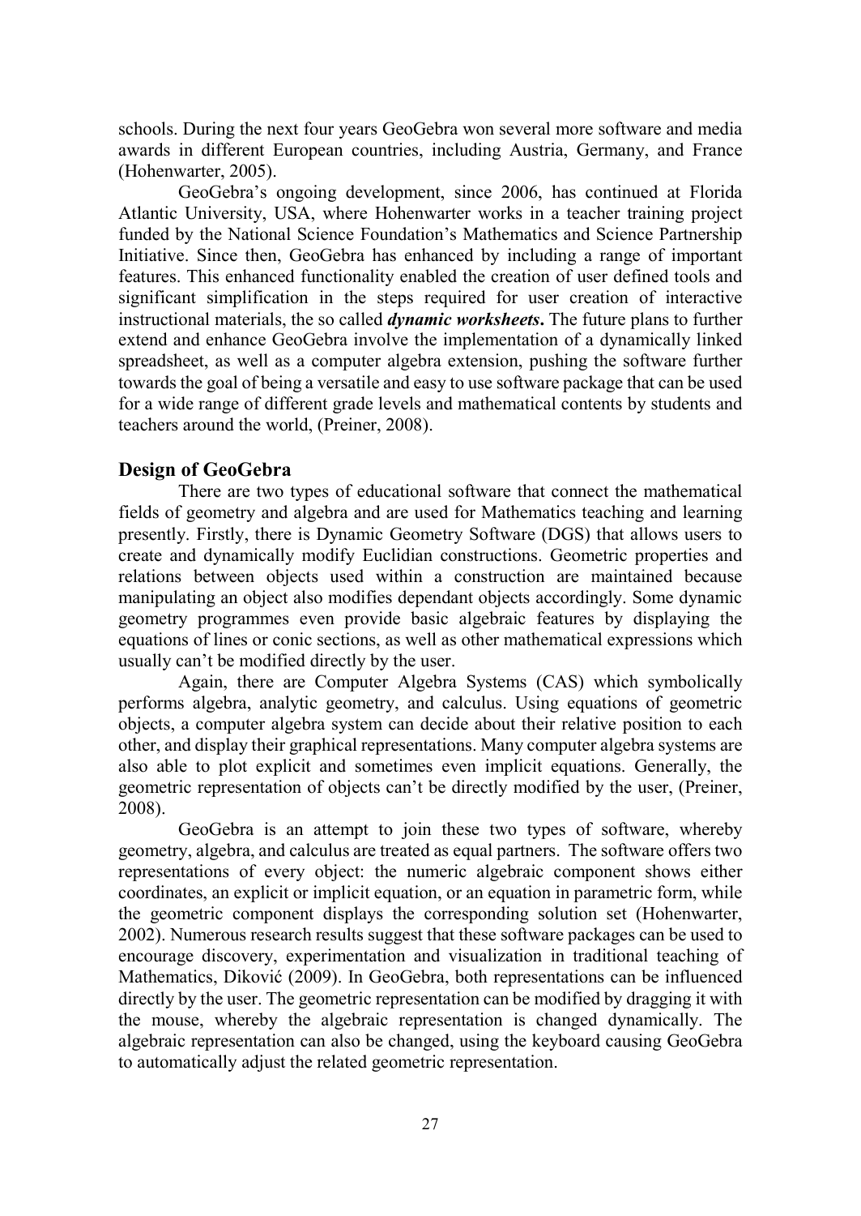schools. During the next four years GeoGebra won several more software and media awards in different European countries, including Austria, Germany, and France (Hohenwarter, 2005).

GeoGebra's ongoing development, since 2006, has continued at Florida Atlantic University, USA, where Hohenwarter works in a teacher training project funded by the National Science Foundation's Mathematics and Science Partnership Initiative. Since then, GeoGebra has enhanced by including a range of important features. This enhanced functionality enabled the creation of user defined tools and significant simplification in the steps required for user creation of interactive instructional materials, the so called ***dynamic worksheets*****.** The future plans to further extend and enhance GeoGebra involve the implementation of a dynamically linked spreadsheet, as well as a computer algebra extension, pushing the software further towards the goal of being a versatile and easy to use software package that can be used for a wide range of different grade levels and mathematical contents by students and teachers around the world, (Preiner, 2008).

## Design of GeoGebra

There are two types of educational software that connect the mathematical fields of geometry and algebra and are used for Mathematics teaching and learning presently. Firstly, there is Dynamic Geometry Software (DGS) that allows users to create and dynamically modify Euclidian constructions. Geometric properties and relations between objects used within a construction are maintained because manipulating an object also modifies dependant objects accordingly. Some dynamic geometry programmes even provide basic algebraic features by displaying the equations of lines or conic sections, as well as other mathematical expressions which usually can't be modified directly by the user.

Again, there are Computer Algebra Systems (CAS) which symbolically performs algebra, analytic geometry, and calculus. Using equations of geometric objects, a computer algebra system can decide about their relative position to each other, and display their graphical representations. Many computer algebra systems are also able to plot explicit and sometimes even implicit equations. Generally, the geometric representation of objects can't be directly modified by the user, (Preiner, 2008).

GeoGebra is an attempt to join these two types of software, whereby geometry, algebra, and calculus are treated as equal partners. The software offers two representations of every object: the numeric algebraic component shows either coordinates, an explicit or implicit equation, or an equation in parametric form, while the geometric component displays the corresponding solution set (Hohenwarter, 2002). Numerous research results suggest that these software packages can be used to encourage discovery, experimentation and visualization in traditional teaching of Mathematics, Diković (2009). In GeoGebra, both representations can be influenced directly by the user. The geometric representation can be modified by dragging it with the mouse, whereby the algebraic representation is changed dynamically. The algebraic representation can also be changed, using the keyboard causing GeoGebra to automatically adjust the related geometric representation.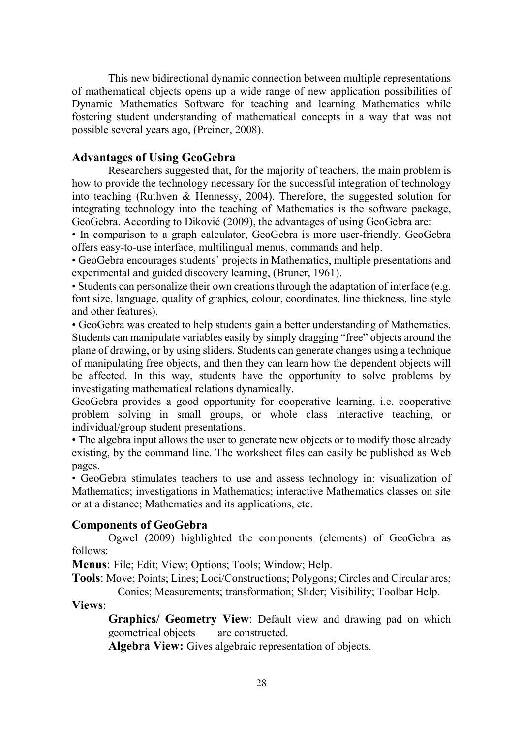This new bidirectional dynamic connection between multiple representations of mathematical objects opens up a wide range of new application possibilities of Dynamic Mathematics Software for teaching and learning Mathematics while fostering student understanding of mathematical concepts in a way that was not possible several years ago, (Preiner, 2008).

## Advantages of Using GeoGebra

Researchers suggested that, for the majority of teachers, the main problem is how to provide the technology necessary for the successful integration of technology into teaching (Ruthven & Hennessy, 2004). Therefore, the suggested solution for integrating technology into the teaching of Mathematics is the software package, GeoGebra. According to Diković (2009), the advantages of using GeoGebra are:

• In comparison to a graph calculator, GeoGebra is more user-friendly. GeoGebra offers easy-to-use interface, multilingual menus, commands and help.

• GeoGebra encourages students` projects in Mathematics, multiple presentations and experimental and guided discovery learning, (Bruner, 1961).

• Students can personalize their own creations through the adaptation of interface (e.g. font size, language, quality of graphics, colour, coordinates, line thickness, line style and other features).

• GeoGebra was created to help students gain a better understanding of Mathematics. Students can manipulate variables easily by simply dragging "free" objects around the plane of drawing, or by using sliders. Students can generate changes using a technique of manipulating free objects, and then they can learn how the dependent objects will be affected. In this way, students have the opportunity to solve problems by investigating mathematical relations dynamically.

GeoGebra provides a good opportunity for cooperative learning, i.e. cooperative problem solving in small groups, or whole class interactive teaching, or individual/group student presentations.

• The algebra input allows the user to generate new objects or to modify those already existing, by the command line. The worksheet files can easily be published as Web pages.

• GeoGebra stimulates teachers to use and assess technology in: visualization of Mathematics; investigations in Mathematics; interactive Mathematics classes on site or at a distance; Mathematics and its applications, etc.

## Components of GeoGebra

Ogwel (2009) highlighted the components (elements) of GeoGebra as follows:

**Menus**: File; Edit; View; Options; Tools; Window; Help.

**Tools**: Move; Points; Lines; Loci/Constructions; Polygons; Circles and Circular arcs; Conics; Measurements; transformation; Slider; Visibility; Toolbar Help.

**Views**:

**Graphics/ Geometry View**: Default view and drawing pad on which geometrical objects are constructed.

**Algebra View:** Gives algebraic representation of objects.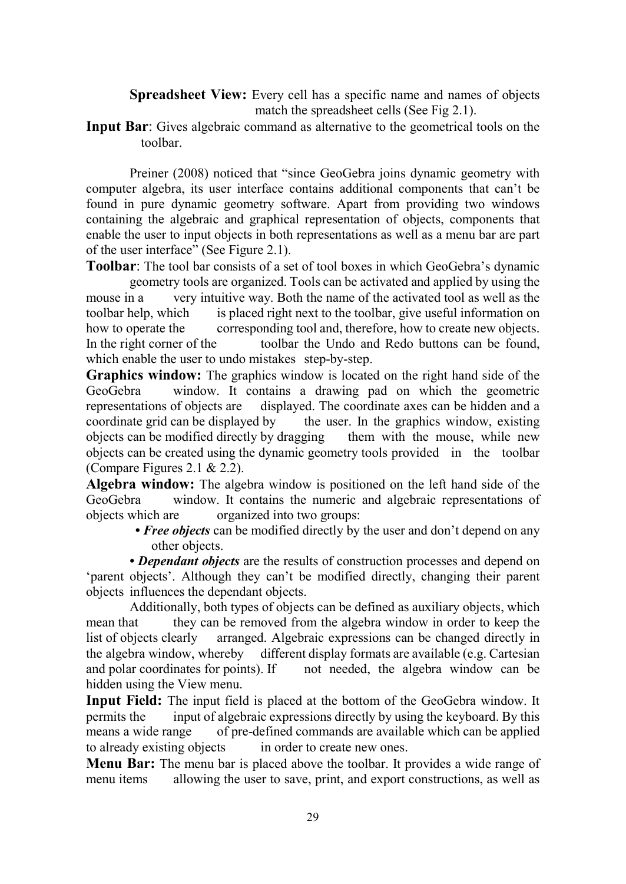**Spreadsheet View:** Every cell has a specific name and names of objects match the spreadsheet cells (See Fig 2.1).

**Input Bar**: Gives algebraic command as alternative to the geometrical tools on the toolbar.

Preiner (2008) noticed that "since GeoGebra joins dynamic geometry with computer algebra, its user interface contains additional components that can't be found in pure dynamic geometry software. Apart from providing two windows containing the algebraic and graphical representation of objects, components that enable the user to input objects in both representations as well as a menu bar are part of the user interface" (See Figure 2.1).

**Toolbar**: The tool bar consists of a set of tool boxes in which GeoGebra's dynamic geometry tools are organized. Tools can be activated and applied by using the mouse in a very intuitive way. Both the name of the activated tool as well as the toolbar help, which is placed right next to the toolbar, give useful information on how to operate the corresponding tool and, therefore, how to create new objects. In the right corner of the toolbar the Undo and Redo buttons can be found, which enable the user to undo mistakes step-by-step.

**Graphics window:** The graphics window is located on the right hand side of the GeoGebra window. It contains a drawing pad on which the geometric representations of objects are displayed. The coordinate axes can be hidden and a coordinate grid can be displayed by the user. In the graphics window, existing objects can be modified directly by dragging them with the mouse, while new objects can be created using the dynamic geometry tools provided in the toolbar (Compare Figures 2.1 & 2.2).

**Algebra window:** The algebra window is positioned on the left hand side of the GeoGebra window. It contains the numeric and algebraic representations of objects which are organized into two groups:

- ***Free objects*** can be modified directly by the user and don't depend on any other objects.
- ***Dependant objects*** are the results of construction processes and depend on 'parent objects'. Although they can't be modified directly, changing their parent objects influences the dependant objects.

Additionally, both types of objects can be defined as auxiliary objects, which mean that they can be removed from the algebra window in order to keep the list of objects clearly arranged. Algebraic expressions can be changed directly in the algebra window, whereby different display formats are available (e.g. Cartesian and polar coordinates for points). If not needed, the algebra window can be hidden using the View menu.

**Input Field:** The input field is placed at the bottom of the GeoGebra window. It permits the input of algebraic expressions directly by using the keyboard. By this means a wide range of pre-defined commands are available which can be applied to already existing objects in order to create new ones.

**Menu Bar:** The menu bar is placed above the toolbar. It provides a wide range of menu items allowing the user to save, print, and export constructions, as well as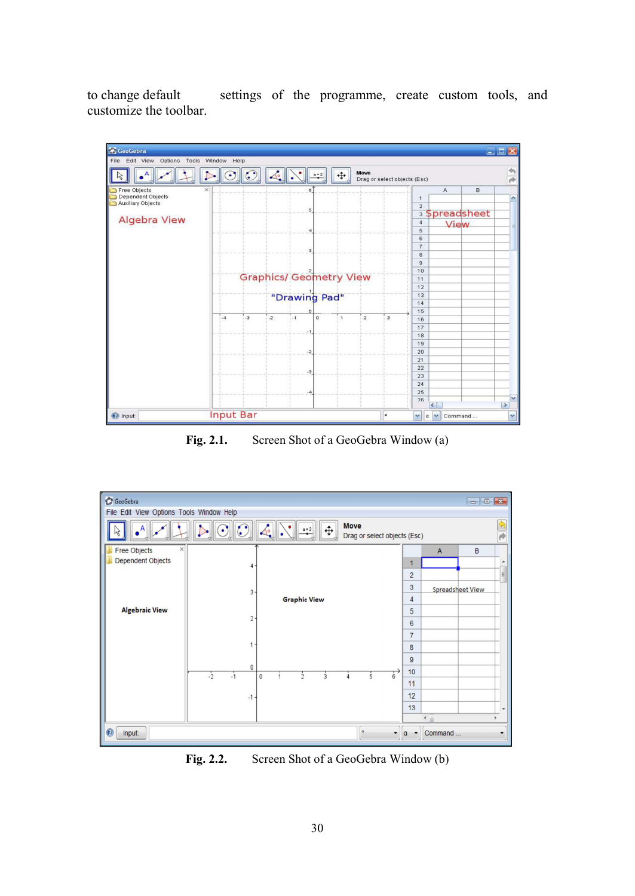to change default settings of the programme, create custom tools, and customize the toolbar.

**Fig. 2.1.** Screen Shot of a GeoGebra Window (a)

**Fig. 2.2.** Screen Shot of a GeoGebra Window (b)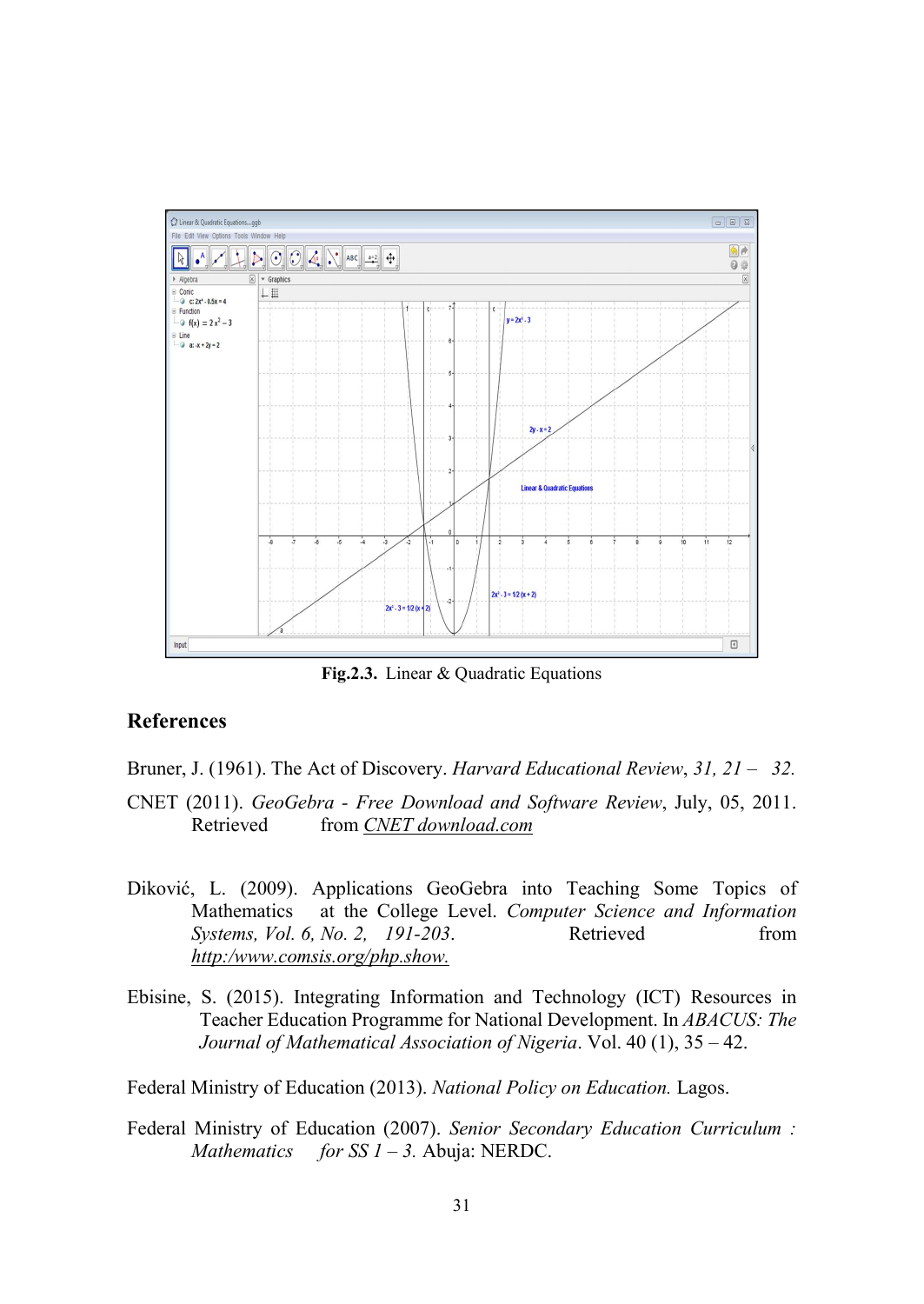**Fig.2.3.** Linear & Quadratic Equations

## References

Bruner, J. (1961). The Act of Discovery. *Harvard Educational Review*, *31, 21 – 32.*

CNET (2011). *GeoGebra - Free Download and Software Review*, July, 05, 2011. Retrieved from CNET download.com

Diković, L. (2009). Applications GeoGebra into Teaching Some Topics of Mathematics at the College Level. *Computer Science and Information Systems, Vol. 6, No. 2, 191-203*. Retrieved from http:/www.comsis.org/php.show.

Ebisine, S. (2015). Integrating Information and Technology (ICT) Resources in Teacher Education Programme for National Development. In *ABACUS: The Journal of Mathematical Association of Nigeria*. Vol. 40 (1), 35 – 42.

Federal Ministry of Education (2013). *National Policy on Education.* Lagos.

Federal Ministry of Education (2007). *Senior Secondary Education Curriculum : Mathematics for SS 1 – 3.* Abuja: NERDC.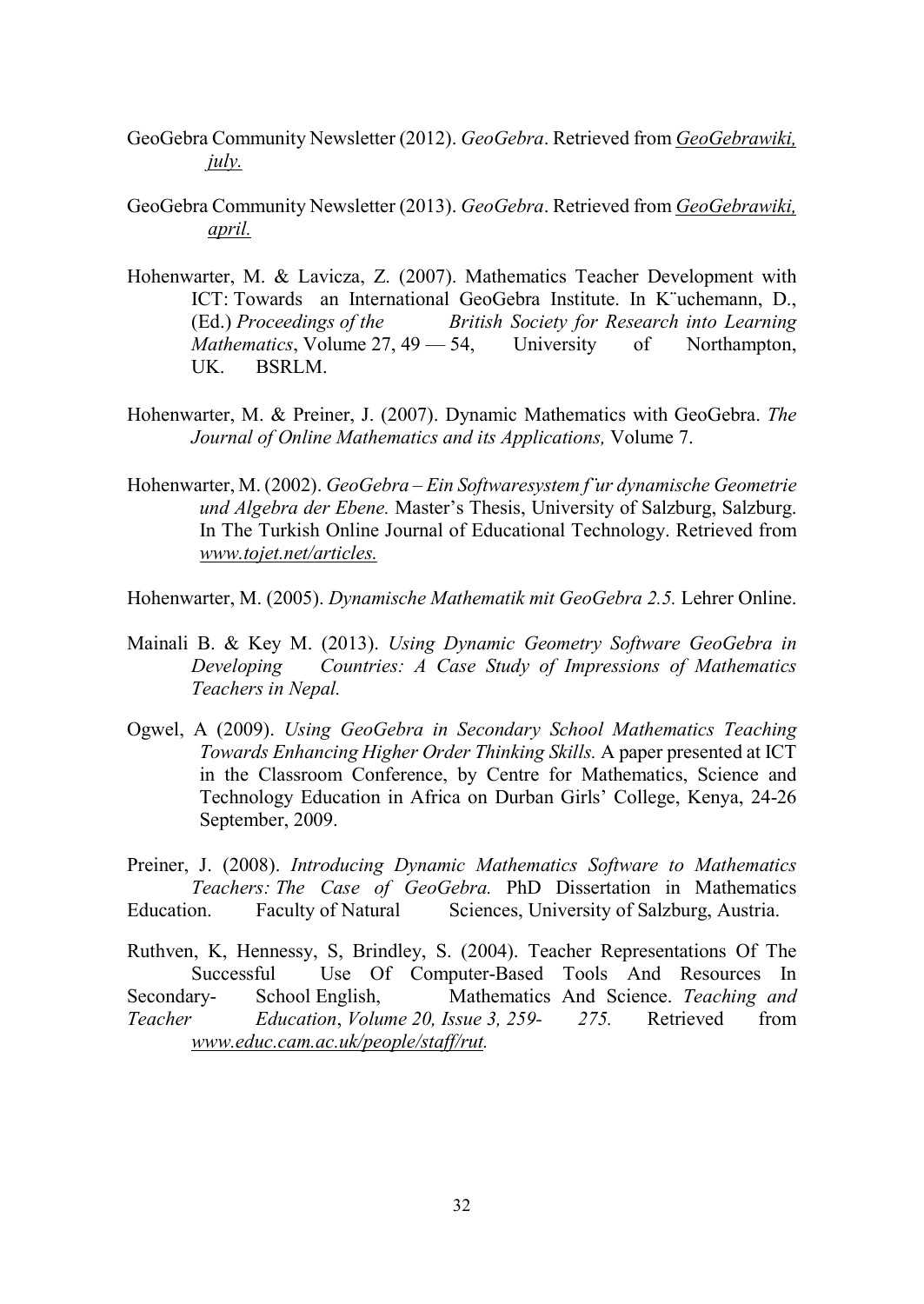GeoGebra Community Newsletter (2012). *GeoGebra*. Retrieved from GeoGebrawiki, july.

GeoGebra Community Newsletter (2013). *GeoGebra*. Retrieved from GeoGebrawiki, april.

Hohenwarter, M. & Lavicza, Z. (2007). Mathematics Teacher Development with ICT: Towards an International GeoGebra Institute. In K¨uchemann, D., (Ed.) *Proceedings of the British Society for Research into Learning Mathematics*, Volume 27, 49 — 54, University of Northampton, UK. BSRLM.

Hohenwarter, M. & Preiner, J. (2007). Dynamic Mathematics with GeoGebra. *The Journal of Online Mathematics and its Applications,* Volume 7.

Hohenwarter, M. (2002). *GeoGebra – Ein Softwaresystem f˙ur dynamische Geometrie und Algebra der Ebene.* Master's Thesis, University of Salzburg, Salzburg. In The Turkish Online Journal of Educational Technology. Retrieved from *www.tojet.net/articles.*

Hohenwarter, M. (2005). *Dynamische Mathematik mit GeoGebra 2.5.* Lehrer Online.

Mainali B. & Key M. (2013). *Using Dynamic Geometry Software GeoGebra in Developing Countries: A Case Study of Impressions of Mathematics Teachers in Nepal.*

Ogwel, A (2009). *Using GeoGebra in Secondary School Mathematics Teaching Towards Enhancing Higher Order Thinking Skills.* A paper presented at ICT in the Classroom Conference, by Centre for Mathematics, Science and Technology Education in Africa on Durban Girls' College, Kenya, 24-26 September, 2009.

Preiner, J. (2008). *Introducing Dynamic Mathematics Software to Mathematics Teachers: The Case of GeoGebra.* PhD Dissertation in Mathematics Education. Faculty of Natural Sciences, University of Salzburg, Austria.

Ruthven, K, Hennessy, S, Brindley, S. (2004). Teacher Representations Of The Successful Use Of Computer-Based Tools And Resources In Secondary- School English, Mathematics And Science. *Teaching and Teacher Education*, *Volume 20, Issue 3, 259- 275.* Retrieved from *www.educ.cam.ac.uk/people/staff/rut.*